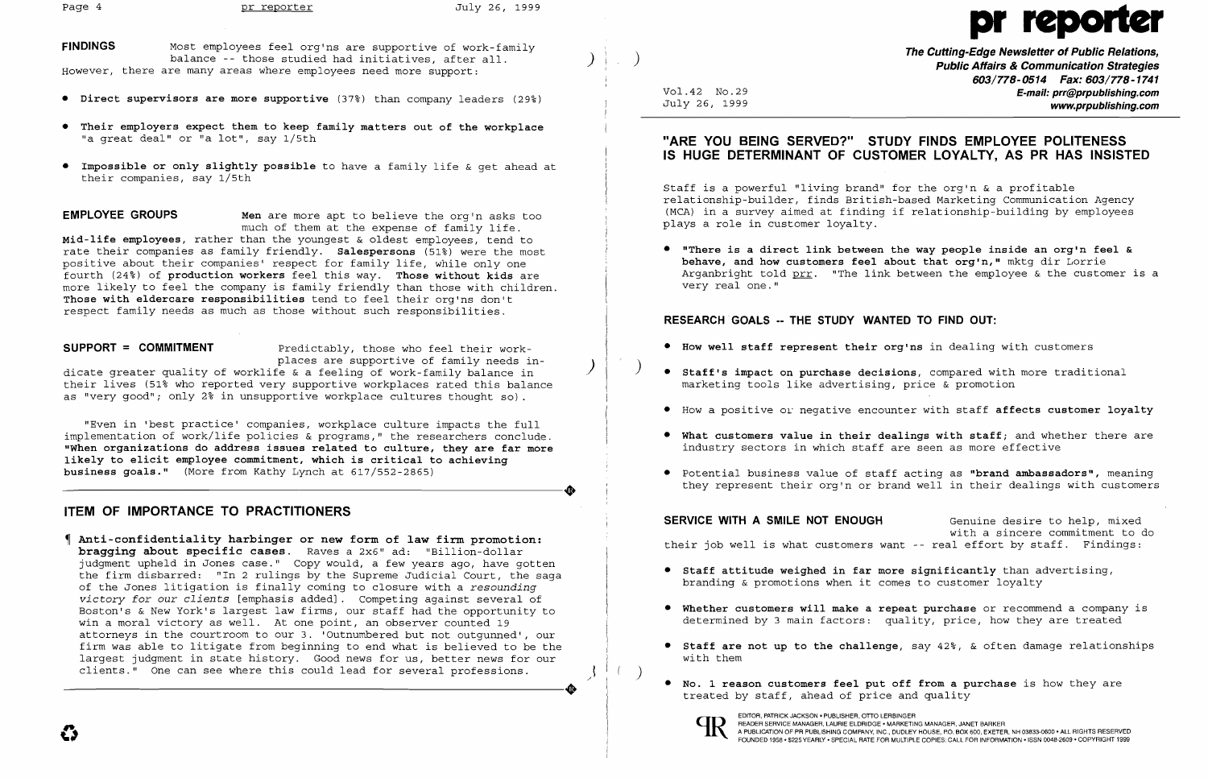**FINDINGS** Most employees feel org'ns are supportive of work-family balance -- those studied had initiatives, after all. However, there are many areas where employees need more support:

- **Direct supervisors are more supportive** (37%) than company leaders (29%)
- **Their employers expect them to keep family matters out of the workplace** "a great deal" or "a lot", say 1/5th
- **Impossible or only slightly possible** to have a family life & get ahead at their companies, say 1/5th

**EMPLOYEE GROUPS** **Men** are more apt to believe the org'n asks too much of them at the expense of family life. **Mid-life employees**, rather than the youngest & oldest employees, tend to rate their companies as family friendly. **Salespersons** (51%) were the most positive about their companies' respect for family life, while only one fourth (24%) of **production workers** feel this way. **Those without kids** are more likely to feel the company is family friendly than those with children. **Those with eldercare responsibilities** tend to feel their org'ns don't respect family needs as much as those without such responsibilities.

**SUPPORT = COMMITMENT** Predictably, those who feel their workplaces are supportive of family needs indicate greater quality of worklife & a feeling of work-family balance in their lives (51% who reported very supportive workplaces rated this balance as "very good"; only 2% in unsupportive workplace cultures thought so).

"Even in 'best practice' companies, workplace culture impacts the full implementation of work/life policies & programs," the researchers conclude. **"When organizations do address issues related to culture, they are far more likely to elicit employee commitment, which is critical to achieving business goals."** (More from Kathy Lynch at 617/552-2865)

## ITEM OF IMPORTANCE TO PRACTITIONERS

¶ **Anti-confidentiality harbinger or new form of law firm promotion: bragging about specific cases.** Raves a 2x6" ad: "Billion-dollar judgment upheld in Jones case." Copy would, a few years ago, have gotten the firm disbarred: "In 2 rulings by the Supreme Judicial Court, the saga of the Jones litigation is finally coming to closure with a *resounding victory for our clients* [emphasis added]. Competing against several of Boston's & New York's largest law firms, our staff had the opportunity to win a moral victory as well. At one point, an observer counted 19 attorneys in the courtroom to our 3. 'Outnumbered but not outgunned', our firm was able to litigate from beginning to end what is believed to be the largest judgment in state history. Good news for us, better news for our clients." One can see where this could lead for several professions.

# pr reporter

**The Cutting-Edge Newsletter of Public Relations, Public Affairs & Communication Strategies**
**603/778-0514 Fax: 603/778-1741**
**E-mail: prr@prpublishing.com**
**www.prpublishing.com**

Vol.42 No.29
July 26, 1999

## "ARE YOU BEING SERVED?" STUDY FINDS EMPLOYEE POLITENESS IS HUGE DETERMINANT OF CUSTOMER LOYALTY, AS PR HAS INSISTED

Staff is a powerful "living brand" for the org'n & a profitable relationship-builder, finds British-based Marketing Communication Agency (MCA) in a survey aimed at finding if relationship-building by employees plays a role in customer loyalty.

- **"There is a direct link between the way people inside an org'n feel & behave, and how customers feel about that org'n,"** mktg dir Lorrie Arganbright told prr. "The link between the employee & the customer is a very real one."

### RESEARCH GOALS -- THE STUDY WANTED TO FIND OUT:

- **How well staff represent their org'ns** in dealing with customers
- **Staff's impact on purchase decisions**, compared with more traditional marketing tools like advertising, price & promotion
- How a positive or negative encounter with staff **affects customer loyalty**
- **What customers value in their dealings with staff**; and whether there are industry sectors in which staff are seen as more effective
- Potential business value of staff acting as **"brand ambassadors"**, meaning they represent their org'n or brand well in their dealings with customers

**SERVICE WITH A SMILE NOT ENOUGH** Genuine desire to help, mixed with a sincere commitment to do their job well is what customers want -- real effort by staff. Findings:

- **Staff attitude weighed in far more significantly** than advertising, branding & promotions when it comes to customer loyalty
- **Whether customers will make a repeat purchase** or recommend a company is determined by 3 main factors: quality, price, how they are treated
- **Staff are not up to the challenge**, say 42%, & often damage relationships with them
- **No. 1 reason customers feel put off from a purchase** is how they are treated by staff, ahead of price and quality

EDITOR, PATRICK JACKSON • PUBLISHER, OTTO LERBINGER
READER SERVICE MANAGER, LAURIE ELDRIDGE • MARKETING MANAGER, JANET BARKER
A PUBLICATION OF PR PUBLISHING COMPANY, INC., DUDLEY HOUSE, P.O. BOX 600, EXETER, NH 03833-0600 • ALL RIGHTS RESERVED
FOUNDED 1958 • $225 YEARLY • SPECIAL RATE FOR MULTIPLE COPIES: CALL FOR INFORMATION • ISSN 0048-2609 • COPYRIGHT 1999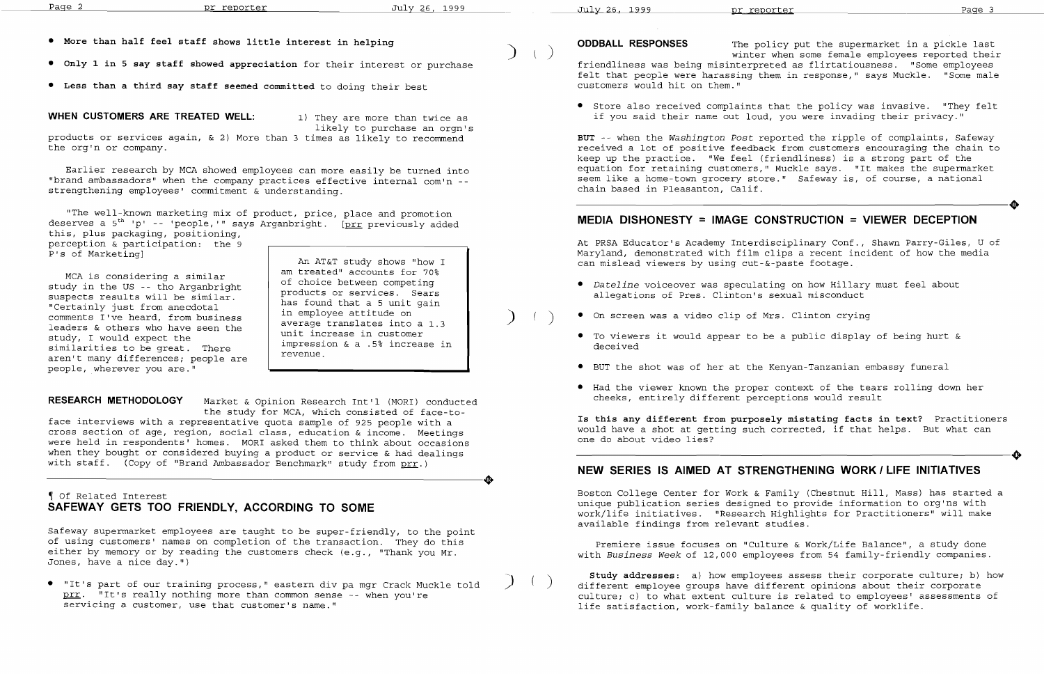- **More than half feel staff shows little interest in helping**
- **Only 1 in 5 say staff showed appreciation** for their interest or purchase
- **Less than a third say staff seemed committed** to doing their best

**WHEN CUSTOMERS ARE TREATED WELL:** 1) They are more than twice as likely to purchase an orgn's products or services again, & 2) More than 3 times as likely to recommend the org'n or company.

Earlier research by MCA showed employees can more easily be turned into "brand ambassadors" when the company practices effective internal com'n -- strengthening employees' commitment & understanding.

"The well-known marketing mix of product, price, place and promotion deserves a 5th 'p' -- 'people,'" says Arganbright. [prr previously added this, plus packaging, positioning, perception & participation: the 9 P's of Marketing]

MCA is considering a similar study in the US -- tho Arganbright suspects results will be similar. "Certainly just from anecdotal comments I've heard, from business leaders & others who have seen the study, I would expect the similarities to be great. There aren't many differences; people are people, wherever you are."

> An AT&T study shows "how I am treated" accounts for 70% of choice between competing products or services. Sears has found that a 5 unit gain in employee attitude on average translates into a 1.3 unit increase in customer impression & a .5% increase in revenue.

**RESEARCH METHODOLOGY** Market & Opinion Research Int'l (MORI) conducted the study for MCA, which consisted of face-to-face interviews with a representative quota sample of 925 people with a cross section of age, region, social class, education & income. Meetings were held in respondents' homes. MORI asked them to think about occasions when they bought or considered buying a product or service & had dealings with staff. (Copy of "Brand Ambassador Benchmark" study from prr.)

¶ Of Related Interest

## SAFEWAY GETS TOO FRIENDLY, ACCORDING TO SOME

Safeway supermarket employees are taught to be super-friendly, to the point of using customers' names on completion of the transaction. They do this either by memory or by reading the customers check (e.g., "Thank you Mr. Jones, have a nice day.")

- "It's part of our training process," eastern div pa mgr Crack Muckle told prr. "It's really nothing more than common sense -- when you're servicing a customer, use that customer's name."

**ODDBALL RESPONSES** The policy put the supermarket in a pickle last winter when some female employees reported their friendliness was being misinterpreted as flirtatiousness. "Some employees felt that people were harassing them in response," says Muckle. "Some male customers would hit on them."

- Store also received complaints that the policy was invasive. "They felt if you said their name out loud, you were invading their privacy."

**BUT** -- when the *Washington Post* reported the ripple of complaints, Safeway received a lot of positive feedback from customers encouraging the chain to keep up the practice. "We feel (friendliness) is a strong part of the equation for retaining customers," Muckle says. "It makes the supermarket seem like a home-town grocery store." Safeway is, of course, a national chain based in Pleasanton, Calif.

## MEDIA DISHONESTY = IMAGE CONSTRUCTION = VIEWER DECEPTION

At PRSA Educator's Academy Interdisciplinary Conf., Shawn Parry-Giles, U of Maryland, demonstrated with film clips a recent incident of how the media can mislead viewers by using cut-&-paste footage.

- *Dateline* voiceover was speculating on how Hillary must feel about allegations of Pres. Clinton's sexual misconduct
- On screen was a video clip of Mrs. Clinton crying
- To viewers it would appear to be a public display of being hurt & deceived
- BUT the shot was of her at the Kenyan-Tanzanian embassy funeral
- Had the viewer known the proper context of the tears rolling down her cheeks, entirely different perceptions would result

**Is this any different from purposely mistating facts in text?** Practitioners would have a shot at getting such corrected, if that helps. But what can one do about video lies?

## NEW SERIES IS AIMED AT STRENGTHENING WORK / LIFE INITIATIVES

Boston College Center for Work & Family (Chestnut Hill, Mass) has started a unique publication series designed to provide information to org'ns with work/life initiatives. "Research Highlights for Practitioners" will make available findings from relevant studies.

Premiere issue focuses on "Culture & Work/Life Balance", a study done with *Business Week* of 12,000 employees from 54 family-friendly companies.

**Study addresses**: a) how employees assess their corporate culture; b) how different employee groups have different opinions about their corporate culture; c) to what extent culture is related to employees' assessments of life satisfaction, work-family balance & quality of worklife.